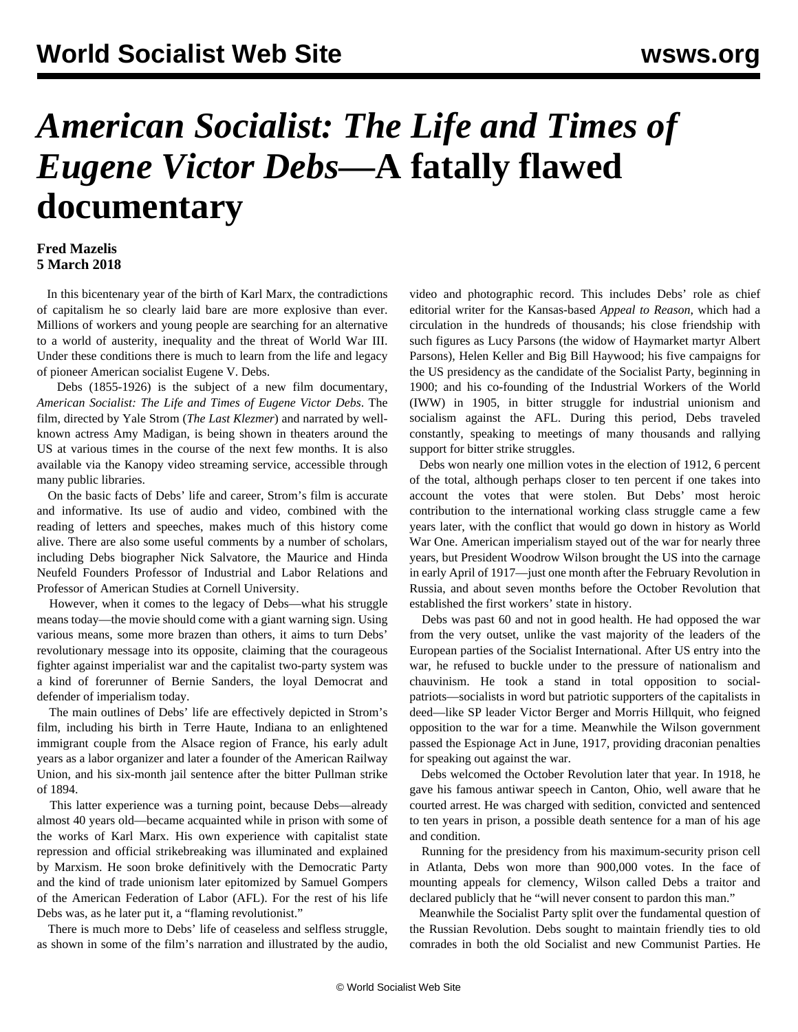# *American Socialist: The Life and Times of Eugene Victor Debs*—A fatally flawed documentary

**Fred Mazelis**
**5 March 2018**

In this bicentenary year of the birth of Karl Marx, the contradictions of capitalism he so clearly laid bare are more explosive than ever. Millions of workers and young people are searching for an alternative to a world of austerity, inequality and the threat of World War III. Under these conditions there is much to learn from the life and legacy of pioneer American socialist Eugene V. Debs.

Debs (1855-1926) is the subject of a new film documentary, *American Socialist: The Life and Times of Eugene Victor Debs*. The film, directed by Yale Strom (*The Last Klezmer*) and narrated by well-known actress Amy Madigan, is being shown in theaters around the US at various times in the course of the next few months. It is also available via the Kanopy video streaming service, accessible through many public libraries.

On the basic facts of Debs' life and career, Strom's film is accurate and informative. Its use of audio and video, combined with the reading of letters and speeches, makes much of this history come alive. There are also some useful comments by a number of scholars, including Debs biographer Nick Salvatore, the Maurice and Hinda Neufeld Founders Professor of Industrial and Labor Relations and Professor of American Studies at Cornell University.

However, when it comes to the legacy of Debs—what his struggle means today—the movie should come with a giant warning sign. Using various means, some more brazen than others, it aims to turn Debs' revolutionary message into its opposite, claiming that the courageous fighter against imperialist war and the capitalist two-party system was a kind of forerunner of Bernie Sanders, the loyal Democrat and defender of imperialism today.

The main outlines of Debs' life are effectively depicted in Strom's film, including his birth in Terre Haute, Indiana to an enlightened immigrant couple from the Alsace region of France, his early adult years as a labor organizer and later a founder of the American Railway Union, and his six-month jail sentence after the bitter Pullman strike of 1894.

This latter experience was a turning point, because Debs—already almost 40 years old—became acquainted while in prison with some of the works of Karl Marx. His own experience with capitalist state repression and official strikebreaking was illuminated and explained by Marxism. He soon broke definitively with the Democratic Party and the kind of trade unionism later epitomized by Samuel Gompers of the American Federation of Labor (AFL). For the rest of his life Debs was, as he later put it, a "flaming revolutionist."

There is much more to Debs' life of ceaseless and selfless struggle, as shown in some of the film's narration and illustrated by the audio, video and photographic record. This includes Debs' role as chief editorial writer for the Kansas-based *Appeal to Reason*, which had a circulation in the hundreds of thousands; his close friendship with such figures as Lucy Parsons (the widow of Haymarket martyr Albert Parsons), Helen Keller and Big Bill Haywood; his five campaigns for the US presidency as the candidate of the Socialist Party, beginning in 1900; and his co-founding of the Industrial Workers of the World (IWW) in 1905, in bitter struggle for industrial unionism and socialism against the AFL. During this period, Debs traveled constantly, speaking to meetings of many thousands and rallying support for bitter strike struggles.

Debs won nearly one million votes in the election of 1912, 6 percent of the total, although perhaps closer to ten percent if one takes into account the votes that were stolen. But Debs' most heroic contribution to the international working class struggle came a few years later, with the conflict that would go down in history as World War One. American imperialism stayed out of the war for nearly three years, but President Woodrow Wilson brought the US into the carnage in early April of 1917—just one month after the February Revolution in Russia, and about seven months before the October Revolution that established the first workers' state in history.

Debs was past 60 and not in good health. He had opposed the war from the very outset, unlike the vast majority of the leaders of the European parties of the Socialist International. After US entry into the war, he refused to buckle under to the pressure of nationalism and chauvinism. He took a stand in total opposition to social-patriots—socialists in word but patriotic supporters of the capitalists in deed—like SP leader Victor Berger and Morris Hillquit, who feigned opposition to the war for a time. Meanwhile the Wilson government passed the Espionage Act in June, 1917, providing draconian penalties for speaking out against the war.

Debs welcomed the October Revolution later that year. In 1918, he gave his famous antiwar speech in Canton, Ohio, well aware that he courted arrest. He was charged with sedition, convicted and sentenced to ten years in prison, a possible death sentence for a man of his age and condition.

Running for the presidency from his maximum-security prison cell in Atlanta, Debs won more than 900,000 votes. In the face of mounting appeals for clemency, Wilson called Debs a traitor and declared publicly that he "will never consent to pardon this man."

Meanwhile the Socialist Party split over the fundamental question of the Russian Revolution. Debs sought to maintain friendly ties to old comrades in both the old Socialist and new Communist Parties. He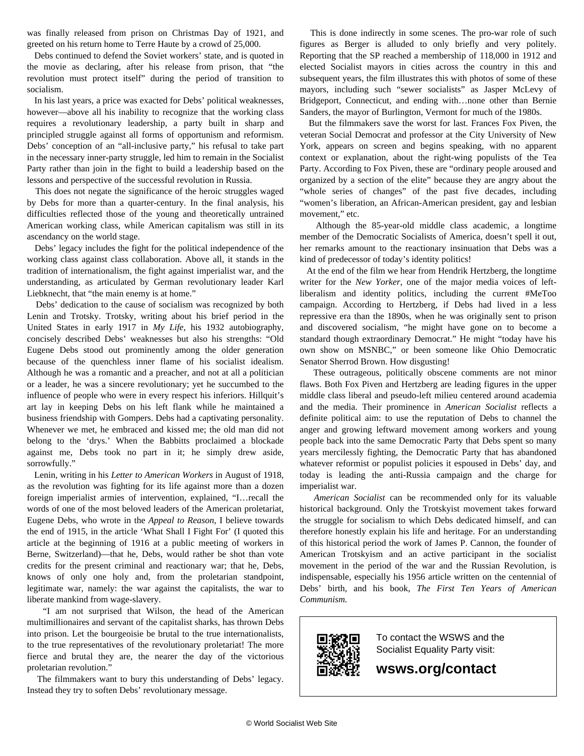was finally released from prison on Christmas Day of 1921, and greeted on his return home to Terre Haute by a crowd of 25,000.

Debs continued to defend the Soviet workers' state, and is quoted in the movie as declaring, after his release from prison, that "the revolution must protect itself" during the period of transition to socialism.

In his last years, a price was exacted for Debs' political weaknesses, however—above all his inability to recognize that the working class requires a revolutionary leadership, a party built in sharp and principled struggle against all forms of opportunism and reformism. Debs' conception of an "all-inclusive party," his refusal to take part in the necessary inner-party struggle, led him to remain in the Socialist Party rather than join in the fight to build a leadership based on the lessons and perspective of the successful revolution in Russia.

This does not negate the significance of the heroic struggles waged by Debs for more than a quarter-century. In the final analysis, his difficulties reflected those of the young and theoretically untrained American working class, while American capitalism was still in its ascendancy on the world stage.

Debs' legacy includes the fight for the political independence of the working class against class collaboration. Above all, it stands in the tradition of internationalism, the fight against imperialist war, and the understanding, as articulated by German revolutionary leader Karl Liebknecht, that "the main enemy is at home."

Debs' dedication to the cause of socialism was recognized by both Lenin and Trotsky. Trotsky, writing about his brief period in the United States in early 1917 in *My Life*, his 1932 autobiography, concisely described Debs' weaknesses but also his strengths: "Old Eugene Debs stood out prominently among the older generation because of the quenchless inner flame of his socialist idealism. Although he was a romantic and a preacher, and not at all a politician or a leader, he was a sincere revolutionary; yet he succumbed to the influence of people who were in every respect his inferiors. Hillquit's art lay in keeping Debs on his left flank while he maintained a business friendship with Gompers. Debs had a captivating personality. Whenever we met, he embraced and kissed me; the old man did not belong to the 'drys.' When the Babbitts proclaimed a blockade against me, Debs took no part in it; he simply drew aside, sorrowfully."

Lenin, writing in his *Letter to American Workers* in August of 1918, as the revolution was fighting for its life against more than a dozen foreign imperialist armies of intervention, explained, "I…recall the words of one of the most beloved leaders of the American proletariat, Eugene Debs, who wrote in the *Appeal to Reason*, I believe towards the end of 1915, in the article 'What Shall I Fight For' (I quoted this article at the beginning of 1916 at a public meeting of workers in Berne, Switzerland)—that he, Debs, would rather be shot than vote credits for the present criminal and reactionary war; that he, Debs, knows of only one holy and, from the proletarian standpoint, legitimate war, namely: the war against the capitalists, the war to liberate mankind from wage-slavery.

"I am not surprised that Wilson, the head of the American multimillionaires and servant of the capitalist sharks, has thrown Debs into prison. Let the bourgeoisie be brutal to the true internationalists, to the true representatives of the revolutionary proletariat! The more fierce and brutal they are, the nearer the day of the victorious proletarian revolution."

The filmmakers want to bury this understanding of Debs' legacy. Instead they try to soften Debs' revolutionary message.

This is done indirectly in some scenes. The pro-war role of such figures as Berger is alluded to only briefly and very politely. Reporting that the SP reached a membership of 118,000 in 1912 and elected Socialist mayors in cities across the country in this and subsequent years, the film illustrates this with photos of some of these mayors, including such "sewer socialists" as Jasper McLevy of Bridgeport, Connecticut, and ending with…none other than Bernie Sanders, the mayor of Burlington, Vermont for much of the 1980s.

But the filmmakers save the worst for last. Frances Fox Piven, the veteran Social Democrat and professor at the City University of New York, appears on screen and begins speaking, with no apparent context or explanation, about the right-wing populists of the Tea Party. According to Fox Piven, these are "ordinary people aroused and organized by a section of the elite" because they are angry about the "whole series of changes" of the past five decades, including "women's liberation, an African-American president, gay and lesbian movement," etc.

Although the 85-year-old middle class academic, a longtime member of the Democratic Socialists of America, doesn't spell it out, her remarks amount to the reactionary insinuation that Debs was a kind of predecessor of today's identity politics!

At the end of the film we hear from Hendrik Hertzberg, the longtime writer for the *New Yorker*, one of the major media voices of left-liberalism and identity politics, including the current #MeToo campaign. According to Hertzberg, if Debs had lived in a less repressive era than the 1890s, when he was originally sent to prison and discovered socialism, "he might have gone on to become a standard though extraordinary Democrat." He might "today have his own show on MSNBC," or been someone like Ohio Democratic Senator Sherrod Brown. How disgusting!

These outrageous, politically obscene comments are not minor flaws. Both Fox Piven and Hertzberg are leading figures in the upper middle class liberal and pseudo-left milieu centered around academia and the media. Their prominence in *American Socialist* reflects a definite political aim: to use the reputation of Debs to channel the anger and growing leftward movement among workers and young people back into the same Democratic Party that Debs spent so many years mercilessly fighting, the Democratic Party that has abandoned whatever reformist or populist policies it espoused in Debs' day, and today is leading the anti-Russia campaign and the charge for imperialist war.

*American Socialist* can be recommended only for its valuable historical background. Only the Trotskyist movement takes forward the struggle for socialism to which Debs dedicated himself, and can therefore honestly explain his life and heritage. For an understanding of this historical period the work of James P. Cannon, the founder of American Trotskyism and an active participant in the socialist movement in the period of the war and the Russian Revolution, is indispensable, especially his 1956 article written on the centennial of Debs' birth, and his book, *The First Ten Years of American Communism.*

To contact the WSWS and the Socialist Equality Party visit:

**wsws.org/contact**